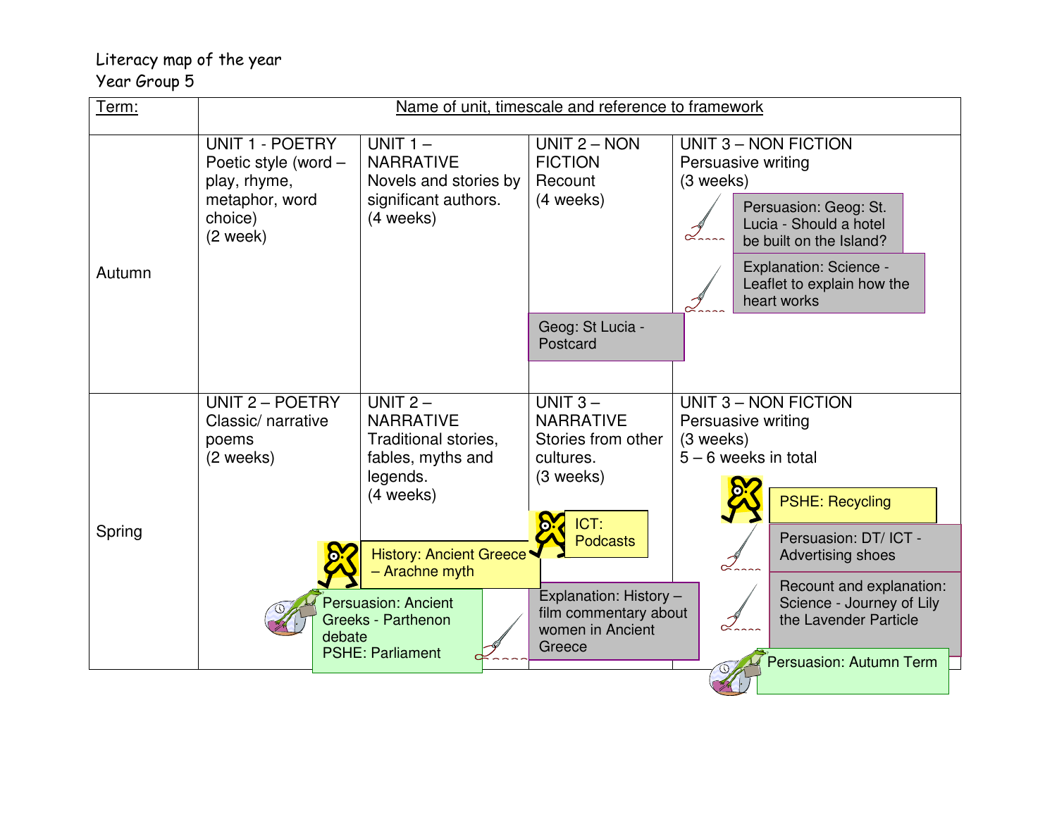Literacy map of the year
Year Group 5

| Term: | Name of unit, timescale and reference to framework | | | |
|---|---|---|---|---|
| Autumn | UNIT 1 - POETRY Poetic style (word – play, rhyme, metaphor, word choice) (2 week) | UNIT 1 – NARRATIVE Novels and stories by significant authors. (4 weeks) | UNIT 2 – NON FICTION Recount (4 weeks)<br><br>Geog: St Lucia - Postcard | UNIT 3 – NON FICTION Persuasive writing (3 weeks)<br><br>Persuasion: Geog: St. Lucia - Should a hotel be built on the Island?<br><br>Explanation: Science - Leaflet to explain how the heart works |
| Spring | UNIT 2 – POETRY Classic/ narrative poems (2 weeks)<br><br>Persuasion: Ancient Greeks - Parthenon debate<br>PSHE: Parliament | UNIT 2 – NARRATIVE Traditional stories, fables, myths and legends. (4 weeks)<br><br>History: Ancient Greece – Arachne myth | UNIT 3 – NARRATIVE Stories from other cultures. (3 weeks)<br><br>ICT: Podcasts<br><br>Explanation: History – film commentary about women in Ancient Greece | UNIT 3 – NON FICTION Persuasive writing (3 weeks) 5 – 6 weeks in total<br><br>PSHE: Recycling<br><br>Persuasion: DT/ ICT - Advertising shoes<br><br>Recount and explanation: Science - Journey of Lily the Lavender Particle<br><br>Persuasion: Autumn Term |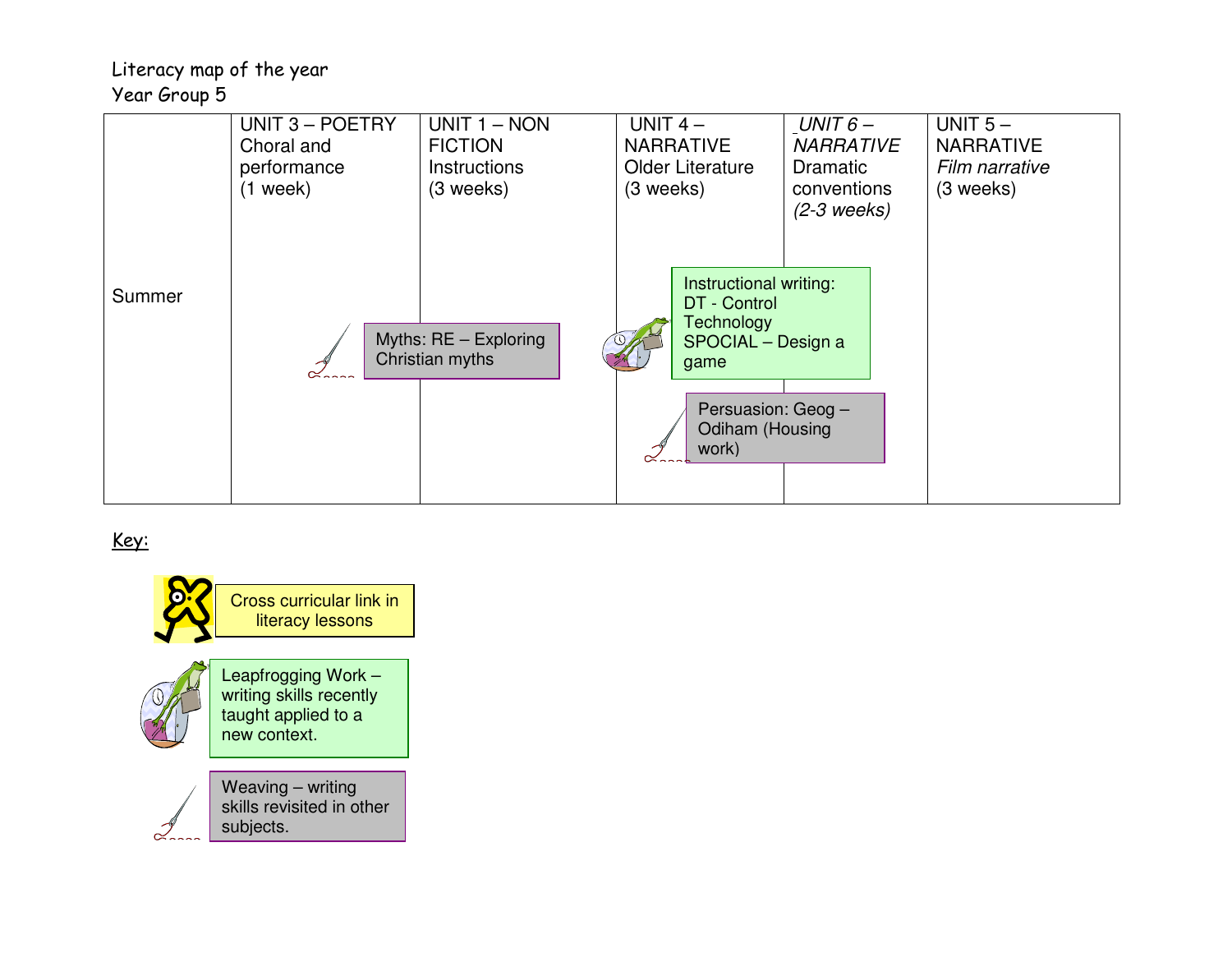Literacy map of the year
Year Group 5

| | | | | | |
|---|---|---|---|---|---|
| Summer | UNIT 3 – POETRY Choral and performance (1 week) | UNIT 1 – NON FICTION Instructions (3 weeks) | UNIT 4 – NARRATIVE Older Literature (3 weeks) | *UNIT 6 – NARRATIVE* Dramatic conventions *(2-3 weeks)* | UNIT 5 – NARRATIVE *Film narrative* (3 weeks) |

Myths: RE – Exploring Christian myths

Instructional writing: DT - Control Technology SPOCIAL – Design a game

Persuasion: Geog – Odiham (Housing work)

Key:

Cross curricular link in literacy lessons

Leapfrogging Work – writing skills recently taught applied to a new context.

Weaving – writing skills revisited in other subjects.